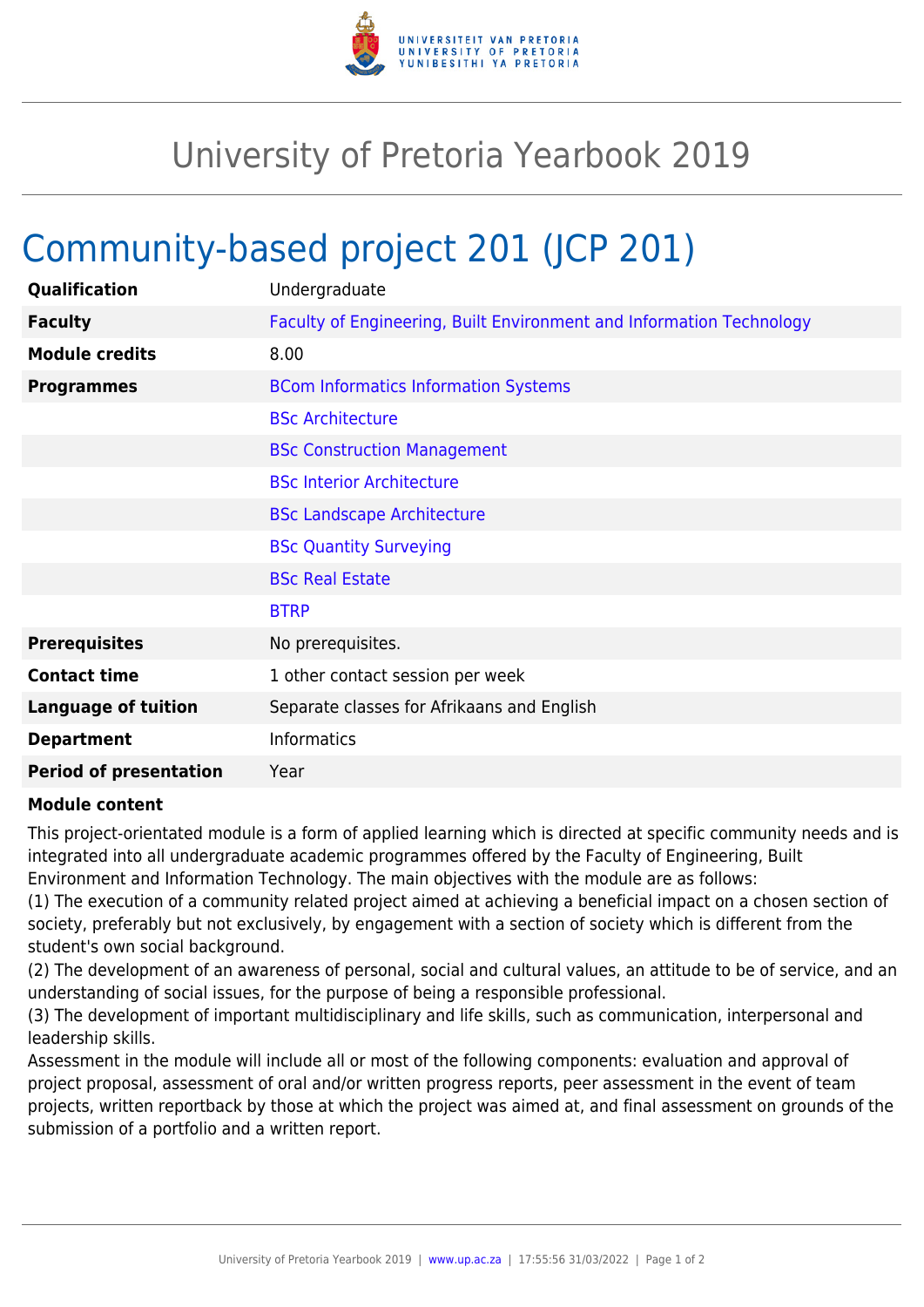# University of Pretoria Yearbook 2019

## Community-based project 201 (JCP 201)

| | |
|---|---|
| **Qualification** | Undergraduate |
| **Faculty** | Faculty of Engineering, Built Environment and Information Technology |
| **Module credits** | 8.00 |
| **Programmes** | BCom Informatics Information Systems |
| | BSc Architecture |
| | BSc Construction Management |
| | BSc Interior Architecture |
| | BSc Landscape Architecture |
| | BSc Quantity Surveying |
| | BSc Real Estate |
| | BTRP |
| **Prerequisites** | No prerequisites. |
| **Contact time** | 1 other contact session per week |
| **Language of tuition** | Separate classes for Afrikaans and English |
| **Department** | Informatics |
| **Period of presentation** | Year |

**Module content**

This project-orientated module is a form of applied learning which is directed at specific community needs and is integrated into all undergraduate academic programmes offered by the Faculty of Engineering, Built Environment and Information Technology. The main objectives with the module are as follows:

(1) The execution of a community related project aimed at achieving a beneficial impact on a chosen section of society, preferably but not exclusively, by engagement with a section of society which is different from the student's own social background.

(2) The development of an awareness of personal, social and cultural values, an attitude to be of service, and an understanding of social issues, for the purpose of being a responsible professional.

(3) The development of important multidisciplinary and life skills, such as communication, interpersonal and leadership skills.

Assessment in the module will include all or most of the following components: evaluation and approval of project proposal, assessment of oral and/or written progress reports, peer assessment in the event of team projects, written reportback by those at which the project was aimed at, and final assessment on grounds of the submission of a portfolio and a written report.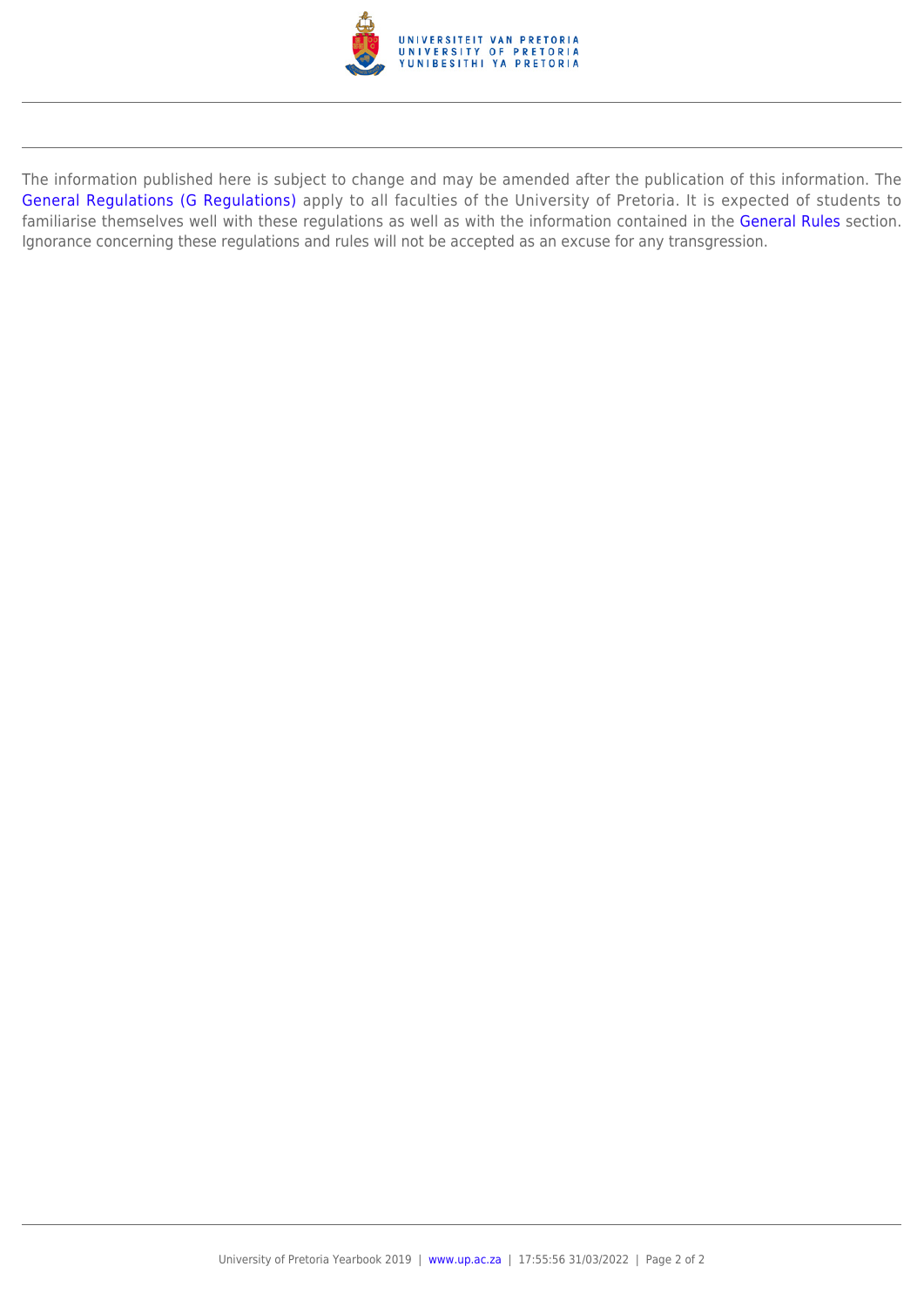The information published here is subject to change and may be amended after the publication of this information. The General Regulations (G Regulations) apply to all faculties of the University of Pretoria. It is expected of students to familiarise themselves well with these regulations as well as with the information contained in the General Rules section. Ignorance concerning these regulations and rules will not be accepted as an excuse for any transgression.